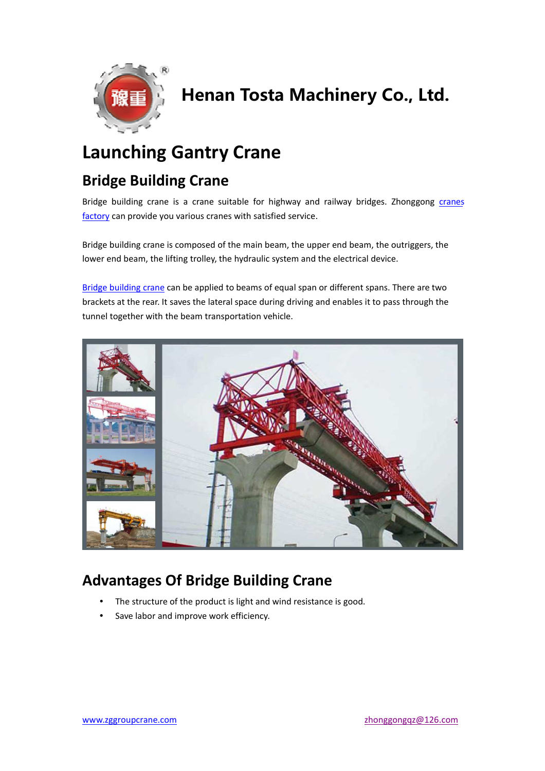Henan Tosta Machinery Co., Ltd.

# Launching Gantry Crane

## Bridge Building Crane

Bridge building crane is a crane suitable for highway and railway bridges. Zhonggong cranes factory can provide you various cranes with satisfied service.

Bridge building crane is composed of the main beam, the upper end beam, the outriggers, the lower end beam, the lifting trolley, the hydraulic system and the electrical device.

Bridge building crane can be applied to beams of equal span or different spans. There are two brackets at the rear. It saves the lateral space during driving and enables it to pass through the tunnel together with the beam transportation vehicle.

## Advantages Of Bridge Building Crane

- The structure of the product is light and wind resistance is good.
- Save labor and improve work efficiency.

www.zggroupcrane.com zhonggongqz@126.com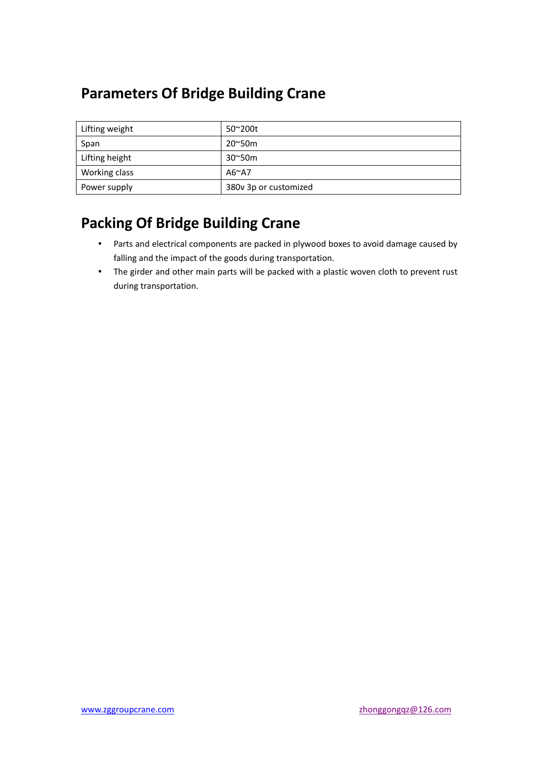## Parameters Of Bridge Building Crane

| | |
|---|---|
| Lifting weight | 50~200t |
| Span | 20~50m |
| Lifting height | 30~50m |
| Working class | A6~A7 |
| Power supply | 380v 3p or customized |

## Packing Of Bridge Building Crane

- Parts and electrical components are packed in plywood boxes to avoid damage caused by falling and the impact of the goods during transportation.
- The girder and other main parts will be packed with a plastic woven cloth to prevent rust during transportation.